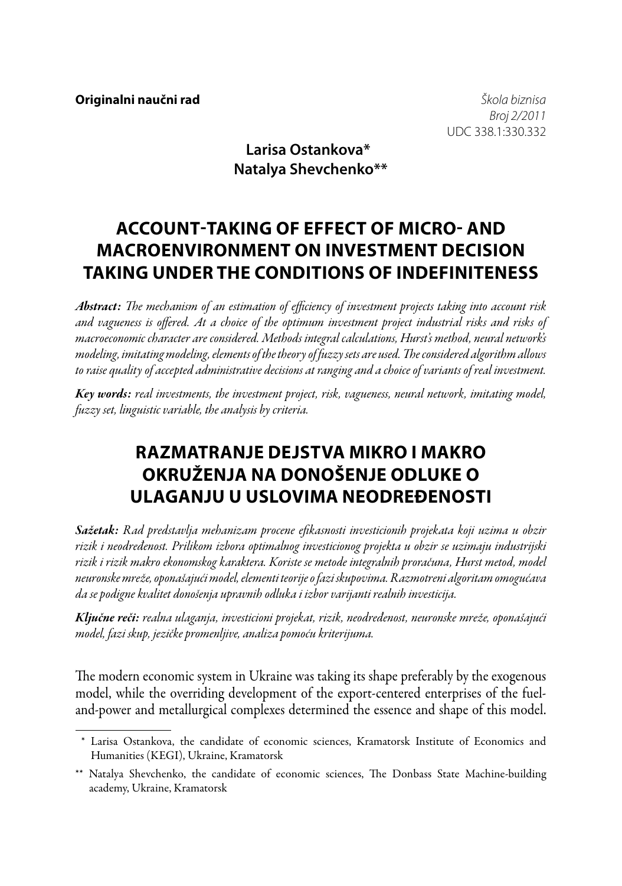**Originalni naučni rad**

*Škola biznisa*
*Broj 2/2011*
UDC 338.1:330.332

**Larisa Ostankova***
**Natalya Shevchenko****

# ACCOUNT-TAKING OF EFFECT OF MICRO- AND MACROENVIRONMENT ON INVESTMENT DECISION TAKING UNDER THE CONDITIONS OF INDEFINITENESS

***Abstract:*** *The mechanism of an estimation of efficiency of investment projects taking into account risk and vagueness is offered. At a choice of the optimum investment project industrial risks and risks of macroeconomic character are considered. Methods integral calculations, Hurst's method, neural network's modeling, imitating modeling, elements of the theory of fuzzy sets are used. The considered algorithm allows to raise quality of accepted administrative decisions at ranging and a choice of variants of real investment.*

***Key words:*** *real investments, the investment project, risk, vagueness, neural network, imitating model, fuzzy set, linguistic variable, the analysis by criteria.*

# RAZMATRANJE DEJSTVA MIKRO I MAKRO OKRUŽENJA NA DONOŠENJE ODLUKE O ULAGANJU U USLOVIMA NEODREĐENOSTI

***Sažetak:*** *Rad predstavlja mehanizam procene efikasnosti investicionih projekata koji uzima u obzir rizik i neodređenost. Prilikom izbora optimalnog investicionog projekta u obzir se uzimaju industrijski rizik i rizik makro ekonomskog karaktera. Koriste se metode integralnih proračuna, Hurst metod, model neuronske mreže, oponašajući model, elementi teorije o fazi skupovima. Razmotreni algoritam omogućava da se podigne kvalitet donošenja upravnih odluka i izbor varijanti realnih investicija.*

***Ključne reči:*** *realna ulaganja, investicioni projekat, rizik, neodređenost, neuronske mreže, oponašajući model, fazi skup, jezičke promenljive, analiza pomoću kriterijuma.*

The modern economic system in Ukraine was taking its shape preferably by the exogenous model, while the overriding development of the export-centered enterprises of the fuel-and-power and metallurgical complexes determined the essence and shape of this model.

---

\* Larisa Ostankova, the candidate of economic sciences, Kramatorsk Institute of Economics and Humanities (KEGI), Ukraine, Kramatorsk

\*\* Natalya Shevchenko, the candidate of economic sciences, The Donbass State Machine-building academy, Ukraine, Kramatorsk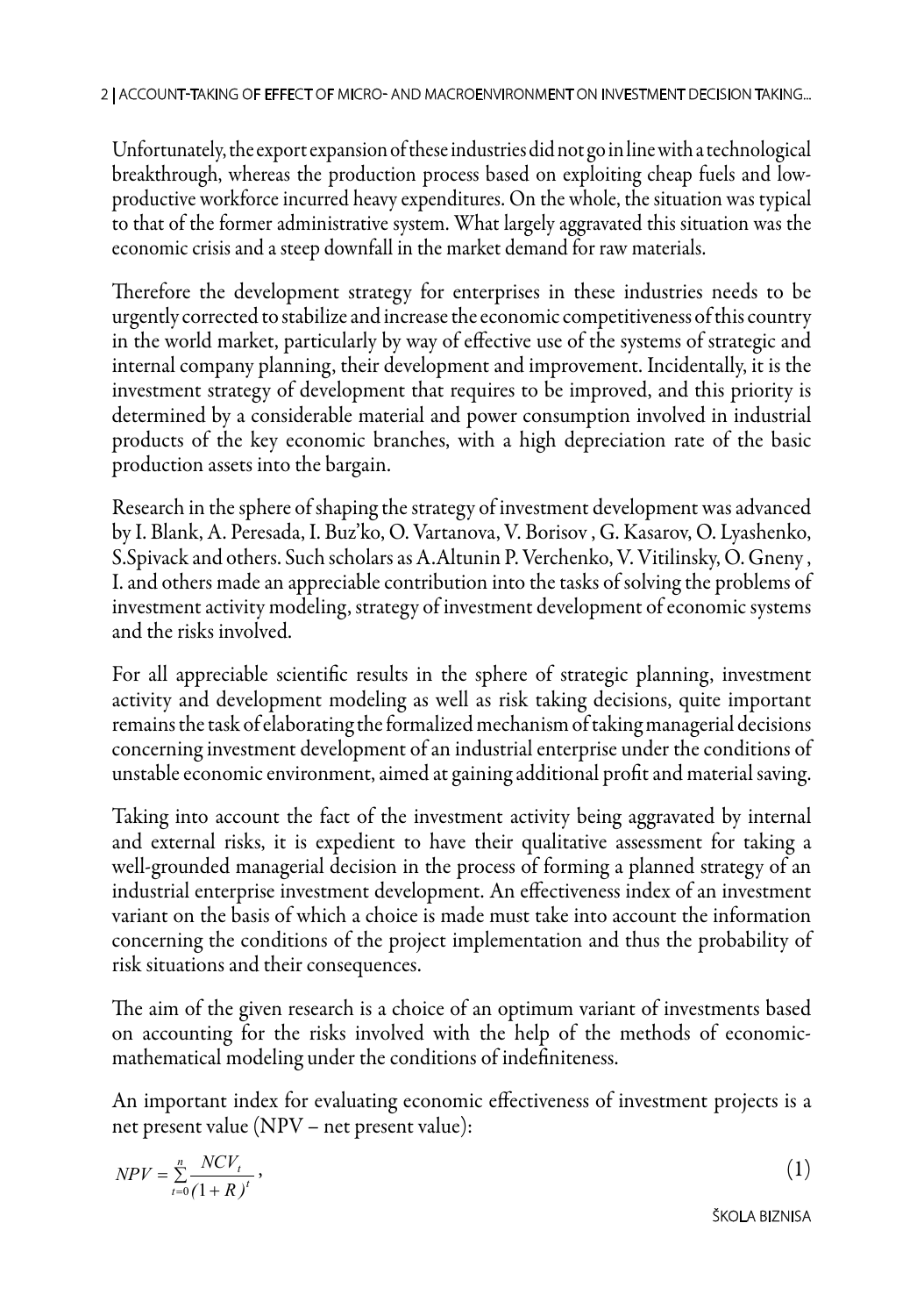Unfortunately, the export expansion of these industries did not go in line with a technological breakthrough, whereas the production process based on exploiting cheap fuels and low-productive workforce incurred heavy expenditures. On the whole, the situation was typical to that of the former administrative system. What largely aggravated this situation was the economic crisis and a steep downfall in the market demand for raw materials.

Therefore the development strategy for enterprises in these industries needs to be urgently corrected to stabilize and increase the economic competitiveness of this country in the world market, particularly by way of effective use of the systems of strategic and internal company planning, their development and improvement. Incidentally, it is the investment strategy of development that requires to be improved, and this priority is determined by a considerable material and power consumption involved in industrial products of the key economic branches, with a high depreciation rate of the basic production assets into the bargain.

Research in the sphere of shaping the strategy of investment development was advanced by I. Blank, A. Peresada, I. Buz'ko, O. Vartanova, V. Borisov , G. Kasarov, O. Lyashenko, S.Spivack and others. Such scholars as A.Altunin P. Verchenko, V. Vitilinsky, O. Gneny , I. and others made an appreciable contribution into the tasks of solving the problems of investment activity modeling, strategy of investment development of economic systems and the risks involved.

For all appreciable scientific results in the sphere of strategic planning, investment activity and development modeling as well as risk taking decisions, quite important remains the task of elaborating the formalized mechanism of taking managerial decisions concerning investment development of an industrial enterprise under the conditions of unstable economic environment, aimed at gaining additional profit and material saving.

Taking into account the fact of the investment activity being aggravated by internal and external risks, it is expedient to have their qualitative assessment for taking a well-grounded managerial decision in the process of forming a planned strategy of an industrial enterprise investment development. An effectiveness index of an investment variant on the basis of which a choice is made must take into account the information concerning the conditions of the project implementation and thus the probability of risk situations and their consequences.

The aim of the given research is a choice of an optimum variant of investments based on accounting for the risks involved with the help of the methods of economic-mathematical modeling under the conditions of indefiniteness.

An important index for evaluating economic effectiveness of investment projects is a net present value (NPV – net present value):

$$NPV = \sum_{t=0}^{n} \frac{NCV_t}{(1+R)^t}, \tag{1}$$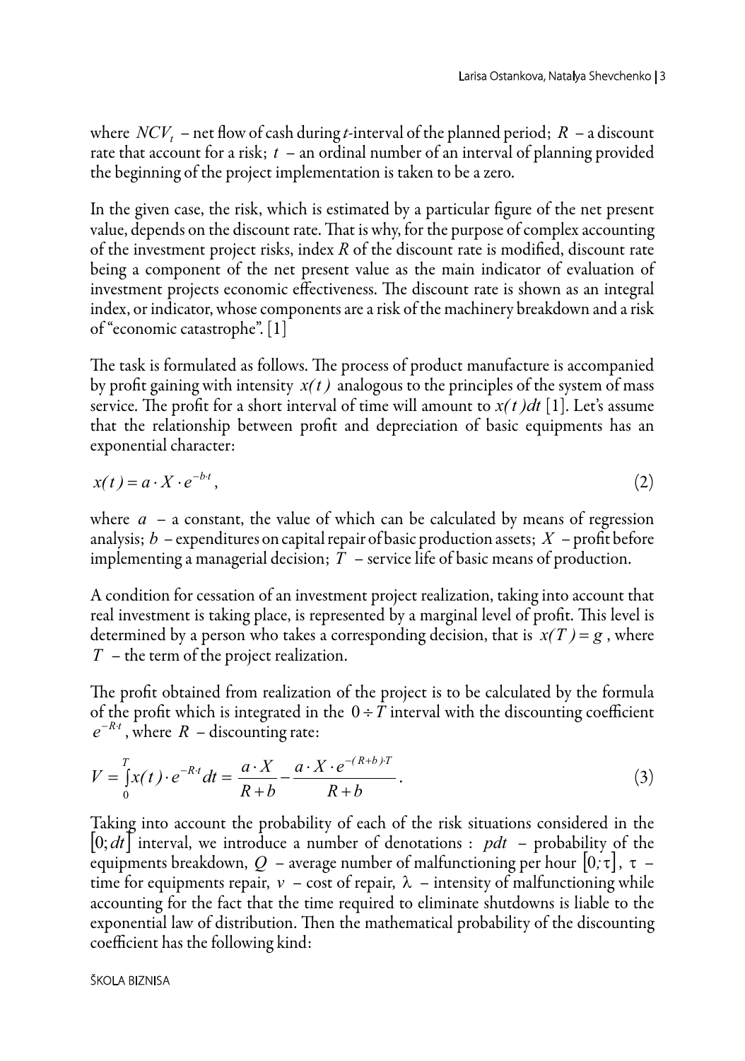where $NCV_t$ – net flow of cash during *t*-interval of the planned period; $R$ – a discount rate that account for a risk; $t$ – an ordinal number of an interval of planning provided the beginning of the project implementation is taken to be a zero.

In the given case, the risk, which is estimated by a particular figure of the net present value, depends on the discount rate. That is why, for the purpose of complex accounting of the investment project risks, index *R* of the discount rate is modified, discount rate being a component of the net present value as the main indicator of evaluation of investment projects economic effectiveness. The discount rate is shown as an integral index, or indicator, whose components are a risk of the machinery breakdown and a risk of "economic catastrophe". [1]

The task is formulated as follows. The process of product manufacture is accompanied by profit gaining with intensity $x(t)$ analogous to the principles of the system of mass service. The profit for a short interval of time will amount to $x(t)dt$ [1]. Let's assume that the relationship between profit and depreciation of basic equipments has an exponential character:

$$x(t) = a \cdot X \cdot e^{-b \cdot t}, \tag{2}$$

where $a$ – a constant, the value of which can be calculated by means of regression analysis; $b$ – expenditures on capital repair of basic production assets; $X$ – profit before implementing a managerial decision; $T$ – service life of basic means of production.

A condition for cessation of an investment project realization, taking into account that real investment is taking place, is represented by a marginal level of profit. This level is determined by a person who takes a corresponding decision, that is $x(T) = g$, where $T$ – the term of the project realization.

The profit obtained from realization of the project is to be calculated by the formula of the profit which is integrated in the $0 \div T$ interval with the discounting coefficient $e^{-R \cdot t}$, where $R$ – discounting rate:

$$V = \int_0^T x(t) \cdot e^{-R \cdot t} dt = \frac{a \cdot X}{R+b} - \frac{a \cdot X \cdot e^{-(R+b) \cdot T}}{R+b}. \tag{3}$$

Taking into account the probability of each of the risk situations considered in the $[0; dt]$ interval, we introduce a number of denotations : $pdt$ – probability of the equipments breakdown, $Q$ – average number of malfunctioning per hour $[0; \tau]$, $\tau$ – time for equipments repair, $v$ – cost of repair, $\lambda$ – intensity of malfunctioning while accounting for the fact that the time required to eliminate shutdowns is liable to the exponential law of distribution. Then the mathematical probability of the discounting coefficient has the following kind: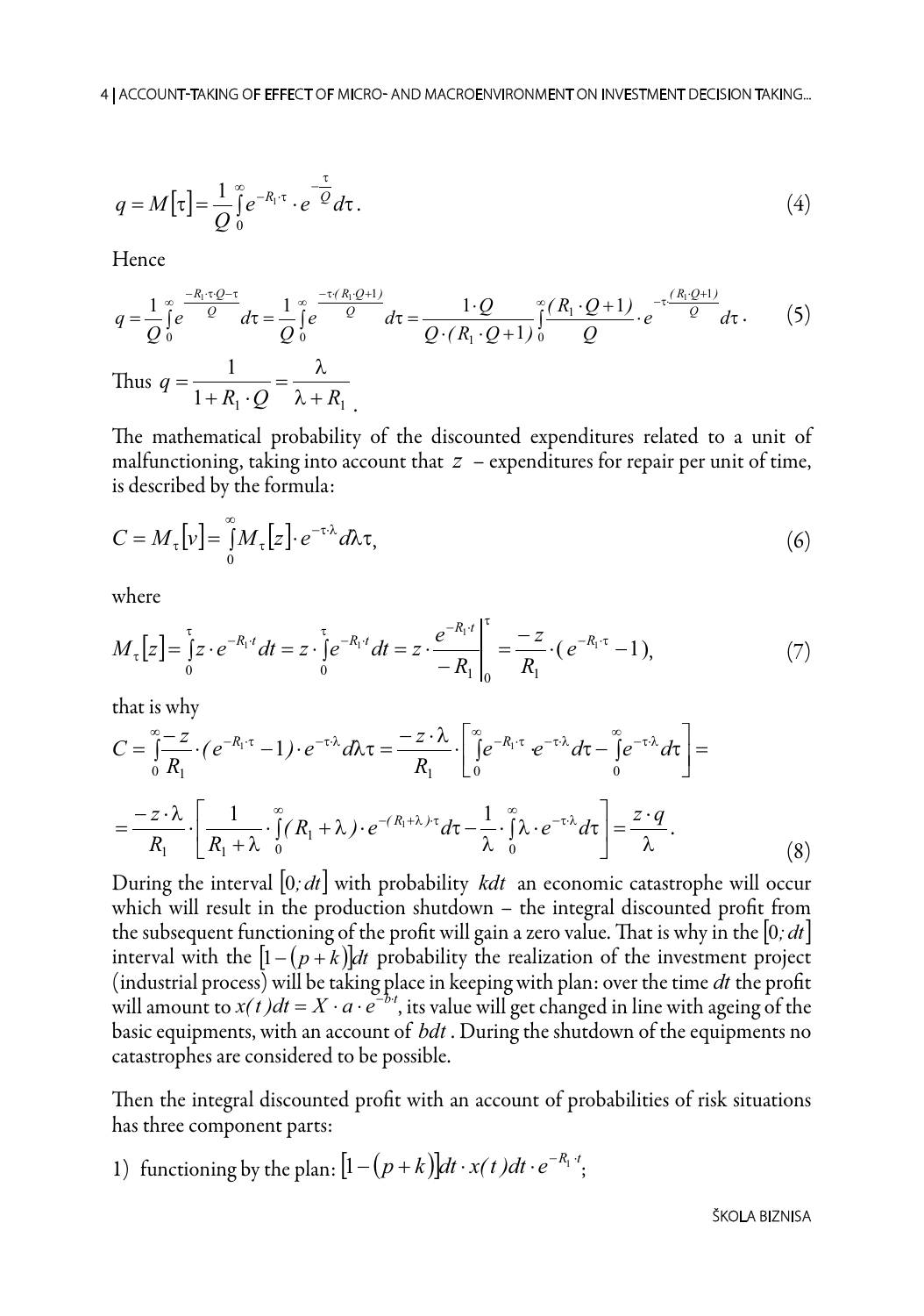$$q = M[\tau] = \frac{1}{Q}\int_0^{\infty} e^{-R_1 \cdot \tau} \cdot e^{-\frac{\tau}{Q}} d\tau. \tag{4}$$

Hence

$$q = \frac{1}{Q}\int_0^{\infty} e^{\frac{-R_1 \cdot \tau \cdot Q - \tau}{Q}} d\tau = \frac{1}{Q}\int_0^{\infty} e^{\frac{-\tau \cdot (R_1 \cdot Q + 1)}{Q}} d\tau = \frac{1 \cdot Q}{Q \cdot (R_1 \cdot Q + 1)}\int_0^{\infty} \frac{(R_1 \cdot Q + 1)}{Q} \cdot e^{-\tau \cdot \frac{(R_1 \cdot Q + 1)}{Q}} d\tau. \tag{5}$$

Thus $q = \dfrac{1}{1 + R_1 \cdot Q} = \dfrac{\lambda}{\lambda + R_1}$.

The mathematical probability of the discounted expenditures related to a unit of malfunctioning, taking into account that $z$ – expenditures for repair per unit of time, is described by the formula:

$$C = M_{\tau}[v] = \int_0^{\infty} M_{\tau}[z] \cdot e^{-\tau \cdot \lambda} d\lambda\tau, \tag{6}$$

where

$$M_{\tau}[z] = \int_0^{\tau} z \cdot e^{-R_1 \cdot t} dt = z \cdot \int_0^{\tau} e^{-R_1 \cdot t} dt = z \cdot \left. \frac{e^{-R_1 \cdot t}}{-R_1} \right|_0^{\tau} = \frac{-z}{R_1} \cdot (e^{-R_1 \cdot \tau} - 1), \tag{7}$$

that is why

$$C = \int_0^{\infty} \frac{-z}{R_1} \cdot (e^{-R_1 \cdot \tau} - 1) \cdot e^{-\tau \cdot \lambda} d\lambda\tau = \frac{-z \cdot \lambda}{R_1} \cdot \left[ \int_0^{\infty} e^{-R_1 \cdot \tau} \cdot e^{-\tau \cdot \lambda} d\tau - \int_0^{\infty} e^{-\tau \cdot \lambda} d\tau \right] =$$

$$= \frac{-z \cdot \lambda}{R_1} \cdot \left[ \frac{1}{R_1 + \lambda} \cdot \int_0^{\infty} (R_1 + \lambda) \cdot e^{-(R_1 + \lambda) \cdot \tau} d\tau - \frac{1}{\lambda} \cdot \int_0^{\infty} \lambda \cdot e^{-\tau \cdot \lambda} d\tau \right] = \frac{z \cdot q}{\lambda}. \tag{8}$$

During the interval $[0; dt]$ with probability $kdt$ an economic catastrophe will occur which will result in the production shutdown – the integral discounted profit from the subsequent functioning of the profit will gain a zero value. That is why in the $[0; dt]$ interval with the $[1 - (p + k)]dt$ probability the realization of the investment project (industrial process) will be taking place in keeping with plan: over the time $dt$ the profit will amount to $x(t)dt = X \cdot a \cdot e^{-b \cdot t}$, its value will get changed in line with ageing of the basic equipments, with an account of $bdt$. During the shutdown of the equipments no catastrophes are considered to be possible.

Then the integral discounted profit with an account of probabilities of risk situations has three component parts:

1) functioning by the plan: $[1 - (p + k)]dt \cdot x(t)dt \cdot e^{-R_1 \cdot t}$;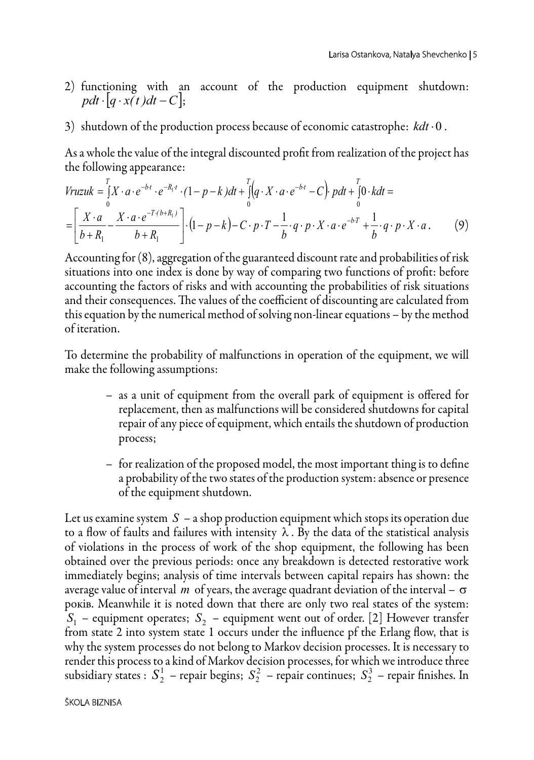2) functioning with an account of the production equipment shutdown: $pdt \cdot [q \cdot x(t)dt - C]$;

3) shutdown of the production process because of economic catastrophe: $kdt \cdot 0$.

As a whole the value of the integral discounted profit from realization of the project has the following appearance:

$$Vruzuk = \int_0^T X \cdot a \cdot e^{-b \cdot t} \cdot e^{-R_1 \cdot t} \cdot (1-p-k)dt + \int_0^T \left(q \cdot X \cdot a \cdot e^{-b \cdot t} - C\right) \cdot pdt + \int_0^T 0 \cdot kdt =$$

$$= \left[\frac{X \cdot a}{b+R_1} - \frac{X \cdot a \cdot e^{-T \cdot (b+R_1)}}{b+R_1}\right] \cdot (1-p-k) - C \cdot p \cdot T - \frac{1}{b} \cdot q \cdot p \cdot X \cdot a \cdot e^{-b \cdot T} + \frac{1}{b} \cdot q \cdot p \cdot X \cdot a. \qquad (9)$$

Accounting for (8), aggregation of the guaranteed discount rate and probabilities of risk situations into one index is done by way of comparing two functions of profit: before accounting the factors of risks and with accounting the probabilities of risk situations and their consequences. The values of the coefficient of discounting are calculated from this equation by the numerical method of solving non-linear equations – by the method of iteration.

To determine the probability of malfunctions in operation of the equipment, we will make the following assumptions:

- as a unit of equipment from the overall park of equipment is offered for replacement, then as malfunctions will be considered shutdowns for capital repair of any piece of equipment, which entails the shutdown of production process;
- for realization of the proposed model, the most important thing is to define a probability of the two states of the production system: absence or presence of the equipment shutdown.

Let us examine system $S$ – a shop production equipment which stops its operation due to a flow of faults and failures with intensity $\lambda$. By the data of the statistical analysis of violations in the process of work of the shop equipment, the following has been obtained over the previous periods: once any breakdown is detected restorative work immediately begins; analysis of time intervals between capital repairs has shown: the average value of interval $m$ of years, the average quadrant deviation of the interval – $\sigma$ років. Meanwhile it is noted down that there are only two real states of the system: $S_1$ – equipment operates; $S_2$ – equipment went out of order. [2] However transfer from state 2 into system state 1 occurs under the influence pf the Erlang flow, that is why the system processes do not belong to Markov decision processes. It is necessary to render this process to a kind of Markov decision processes, for which we introduce three subsidiary states : $S_2^1$ – repair begins; $S_2^2$ – repair continues; $S_2^3$ – repair finishes. In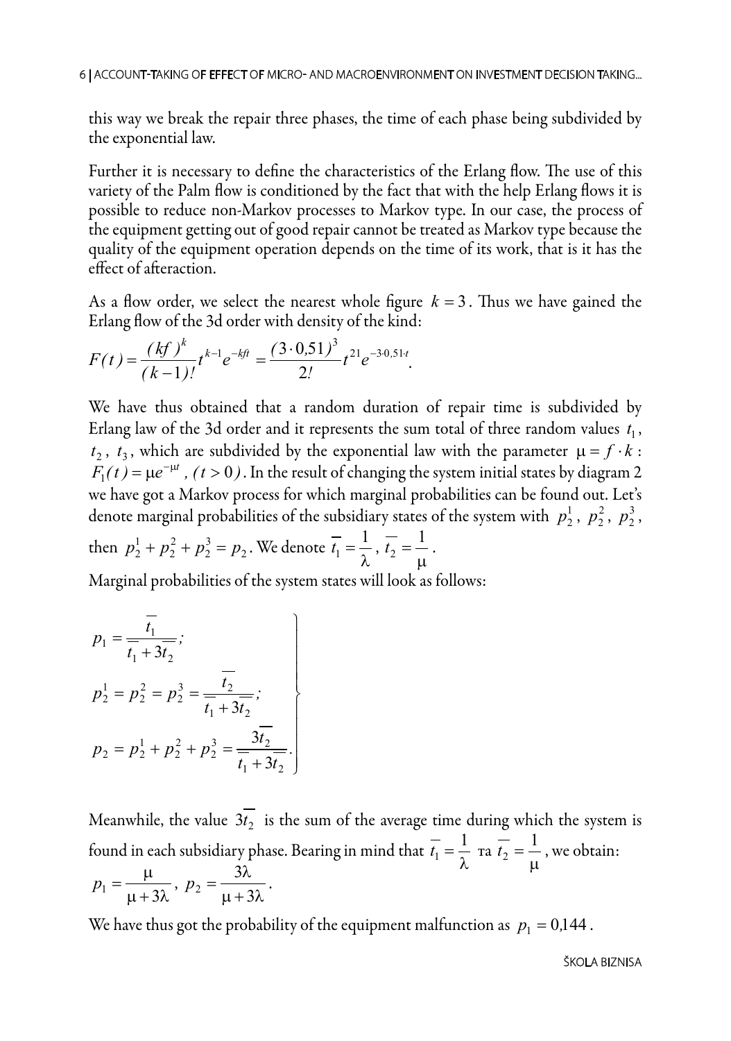this way we break the repair three phases, the time of each phase being subdivided by the exponential law.

Further it is necessary to define the characteristics of the Erlang flow. The use of this variety of the Palm flow is conditioned by the fact that with the help Erlang flows it is possible to reduce non-Markov processes to Markov type. In our case, the process of the equipment getting out of good repair cannot be treated as Markov type because the quality of the equipment operation depends on the time of its work, that is it has the effect of afteraction.

As a flow order, we select the nearest whole figure $k = 3$. Thus we have gained the Erlang flow of the 3d order with density of the kind:

$$F(t) = \frac{(kf)^k}{(k-1)!} t^{k-1} e^{-kft} = \frac{(3 \cdot 0{,}51)^3}{2!} t^{21} e^{-3 \cdot 0{,}51 \cdot t}.$$

We have thus obtained that a random duration of repair time is subdivided by Erlang law of the 3d order and it represents the sum total of three random values $t_1$, $t_2$, $t_3$, which are subdivided by the exponential law with the parameter $\mu = f \cdot k$: $F_1(t) = \mu e^{-\mu t}$, $(t > 0)$. In the result of changing the system initial states by diagram 2 we have got a Markov process for which marginal probabilities can be found out. Let's denote marginal probabilities of the subsidiary states of the system with $p_2^1$, $p_2^2$, $p_2^3$, then $p_2^1 + p_2^2 + p_2^3 = p_2$. We denote $\overline{t_1} = \frac{1}{\lambda}$, $\overline{t_2} = \frac{1}{\mu}$.

Marginal probabilities of the system states will look as follows:

$$\left. \begin{aligned} p_1 &= \frac{\overline{t_1}}{\overline{t_1} + 3\overline{t_2}}; \\ p_2^1 = p_2^2 = p_2^3 &= \frac{\overline{t_2}}{\overline{t_1} + 3\overline{t_2}}; \\ p_2 = p_2^1 + p_2^2 + p_2^3 &= \frac{3\overline{t_2}}{\overline{t_1} + 3\overline{t_2}}. \end{aligned} \right\}$$

Meanwhile, the value $3\overline{t_2}$ is the sum of the average time during which the system is found in each subsidiary phase. Bearing in mind that $\overline{t_1} = \frac{1}{\lambda}$ та $\overline{t_2} = \frac{1}{\mu}$, we obtain:

$$p_1 = \frac{\mu}{\mu + 3\lambda}, \; p_2 = \frac{3\lambda}{\mu + 3\lambda}.$$

We have thus got the probability of the equipment malfunction as $p_1 = 0{,}144$.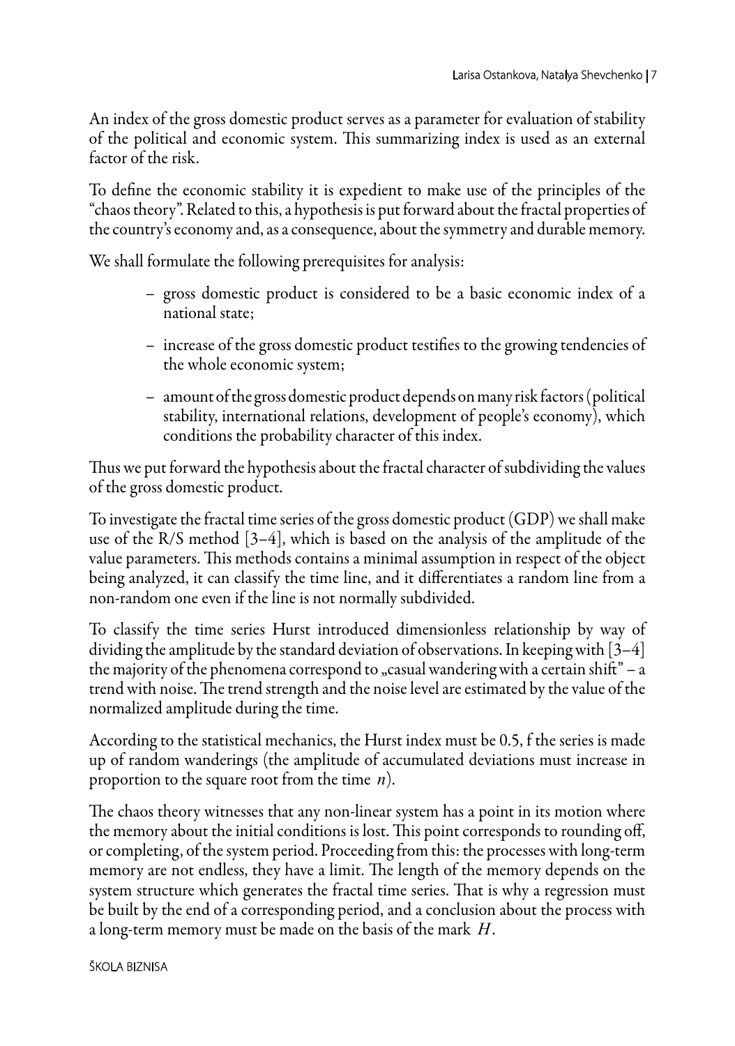An index of the gross domestic product serves as a parameter for evaluation of stability of the political and economic system. This summarizing index is used as an external factor of the risk.

To define the economic stability it is expedient to make use of the principles of the "chaos theory". Related to this, a hypothesis is put forward about the fractal properties of the country's economy and, as a consequence, about the symmetry and durable memory.

We shall formulate the following prerequisites for analysis:

- gross domestic product is considered to be a basic economic index of a national state;
- increase of the gross domestic product testifies to the growing tendencies of the whole economic system;
- amount of the gross domestic product depends on many risk factors (political stability, international relations, development of people's economy), which conditions the probability character of this index.

Thus we put forward the hypothesis about the fractal character of subdividing the values of the gross domestic product.

To investigate the fractal time series of the gross domestic product (GDP) we shall make use of the R/S method [3–4], which is based on the analysis of the amplitude of the value parameters. This methods contains a minimal assumption in respect of the object being analyzed, it can classify the time line, and it differentiates a random line from a non-random one even if the line is not normally subdivided.

To classify the time series Hurst introduced dimensionless relationship by way of dividing the amplitude by the standard deviation of observations. In keeping with [3–4] the majority of the phenomena correspond to „casual wandering with a certain shift" – a trend with noise. The trend strength and the noise level are estimated by the value of the normalized amplitude during the time.

According to the statistical mechanics, the Hurst index must be 0.5, f the series is made up of random wanderings (the amplitude of accumulated deviations must increase in proportion to the square root from the time $n$).

The chaos theory witnesses that any non-linear system has a point in its motion where the memory about the initial conditions is lost. This point corresponds to rounding off, or completing, of the system period. Proceeding from this: the processes with long-term memory are not endless, they have a limit. The length of the memory depends on the system structure which generates the fractal time series. That is why a regression must be built by the end of a corresponding period, and a conclusion about the process with a long-term memory must be made on the basis of the mark $H$.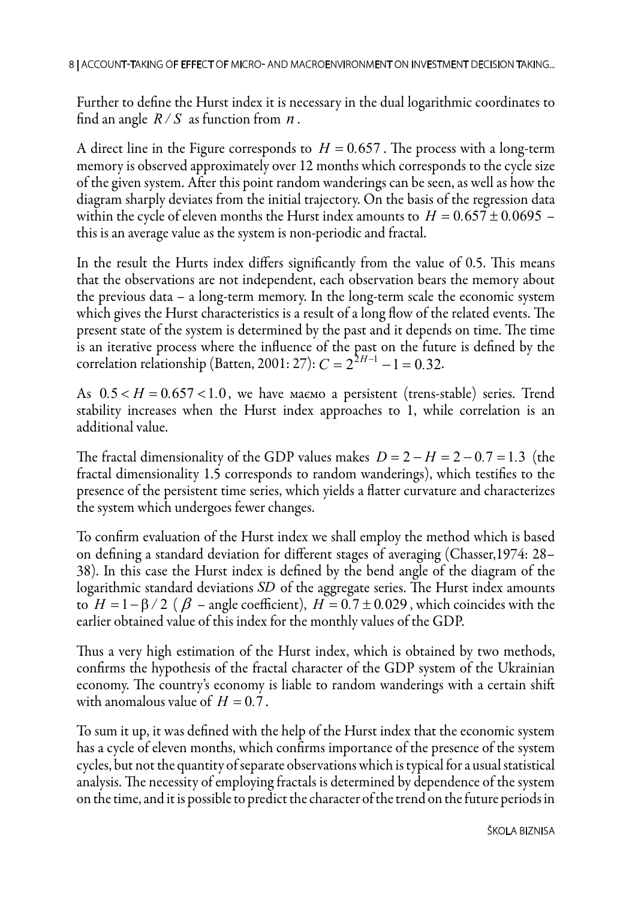Further to define the Hurst index it is necessary in the dual logarithmic coordinates to find an angle $R/S$ as function from $n$.

A direct line in the Figure corresponds to $H = 0.657$. The process with a long-term memory is observed approximately over 12 months which corresponds to the cycle size of the given system. After this point random wanderings can be seen, as well as how the diagram sharply deviates from the initial trajectory. On the basis of the regression data within the cycle of eleven months the Hurst index amounts to $H = 0.657 \pm 0.0695$ – this is an average value as the system is non-periodic and fractal.

In the result the Hurts index differs significantly from the value of 0.5. This means that the observations are not independent, each observation bears the memory about the previous data – a long-term memory. In the long-term scale the economic system which gives the Hurst characteristics is a result of a long flow of the related events. The present state of the system is determined by the past and it depends on time. The time is an iterative process where the influence of the past on the future is defined by the correlation relationship (Batten, 2001: 27): $C = 2^{2H-1} - 1 = 0.32$.

As $0.5 < H = 0.657 < 1.0$, we have маємо a persistent (trens-stable) series. Trend stability increases when the Hurst index approaches to 1, while correlation is an additional value.

The fractal dimensionality of the GDP values makes $D = 2 - H = 2 - 0.7 = 1.3$ (the fractal dimensionality 1.5 corresponds to random wanderings), which testifies to the presence of the persistent time series, which yields a flatter curvature and characterizes the system which undergoes fewer changes.

To confirm evaluation of the Hurst index we shall employ the method which is based on defining a standard deviation for different stages of averaging (Chasser,1974: 28–38). In this case the Hurst index is defined by the bend angle of the diagram of the logarithmic standard deviations *SD* of the aggregate series. The Hurst index amounts to $H = 1 - \beta/2$ ($\beta$ – angle coefficient), $H = 0.7 \pm 0.029$, which coincides with the earlier obtained value of this index for the monthly values of the GDP.

Thus a very high estimation of the Hurst index, which is obtained by two methods, confirms the hypothesis of the fractal character of the GDP system of the Ukrainian economy. The country's economy is liable to random wanderings with a certain shift with anomalous value of $H = 0.7$.

To sum it up, it was defined with the help of the Hurst index that the economic system has a cycle of eleven months, which confirms importance of the presence of the system cycles, but not the quantity of separate observations which is typical for a usual statistical analysis. The necessity of employing fractals is determined by dependence of the system on the time, and it is possible to predict the character of the trend on the future periods in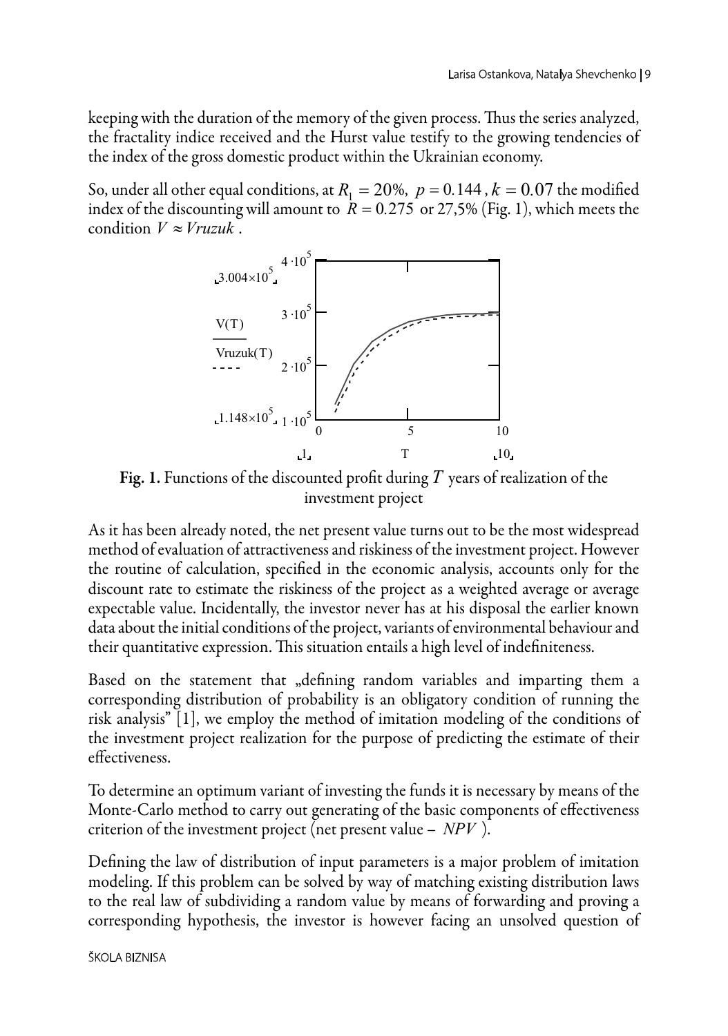keeping with the duration of the memory of the given process. Thus the series analyzed, the fractality indice received and the Hurst value testify to the growing tendencies of the index of the gross domestic product within the Ukrainian economy.

So, under all other equal conditions, at $R_1 = 20\%$, $p = 0.144$, $k = 0.07$ the modified index of the discounting will amount to $R = 0.275$ or 27,5% (Fig. 1), which meets the condition $V \approx Vruzuk$.

**Fig. 1.** Functions of the discounted profit during $T$ years of realization of the investment project

As it has been already noted, the net present value turns out to be the most widespread method of evaluation of attractiveness and riskiness of the investment project. However the routine of calculation, specified in the economic analysis, accounts only for the discount rate to estimate the riskiness of the project as a weighted average or average expectable value. Incidentally, the investor never has at his disposal the earlier known data about the initial conditions of the project, variants of environmental behaviour and their quantitative expression. This situation entails a high level of indefiniteness.

Based on the statement that „defining random variables and imparting them a corresponding distribution of probability is an obligatory condition of running the risk analysis" [1], we employ the method of imitation modeling of the conditions of the investment project realization for the purpose of predicting the estimate of their effectiveness.

To determine an optimum variant of investing the funds it is necessary by means of the Monte-Carlo method to carry out generating of the basic components of effectiveness criterion of the investment project (net present value – $NPV$).

Defining the law of distribution of input parameters is a major problem of imitation modeling. If this problem can be solved by way of matching existing distribution laws to the real law of subdividing a random value by means of forwarding and proving a corresponding hypothesis, the investor is however facing an unsolved question of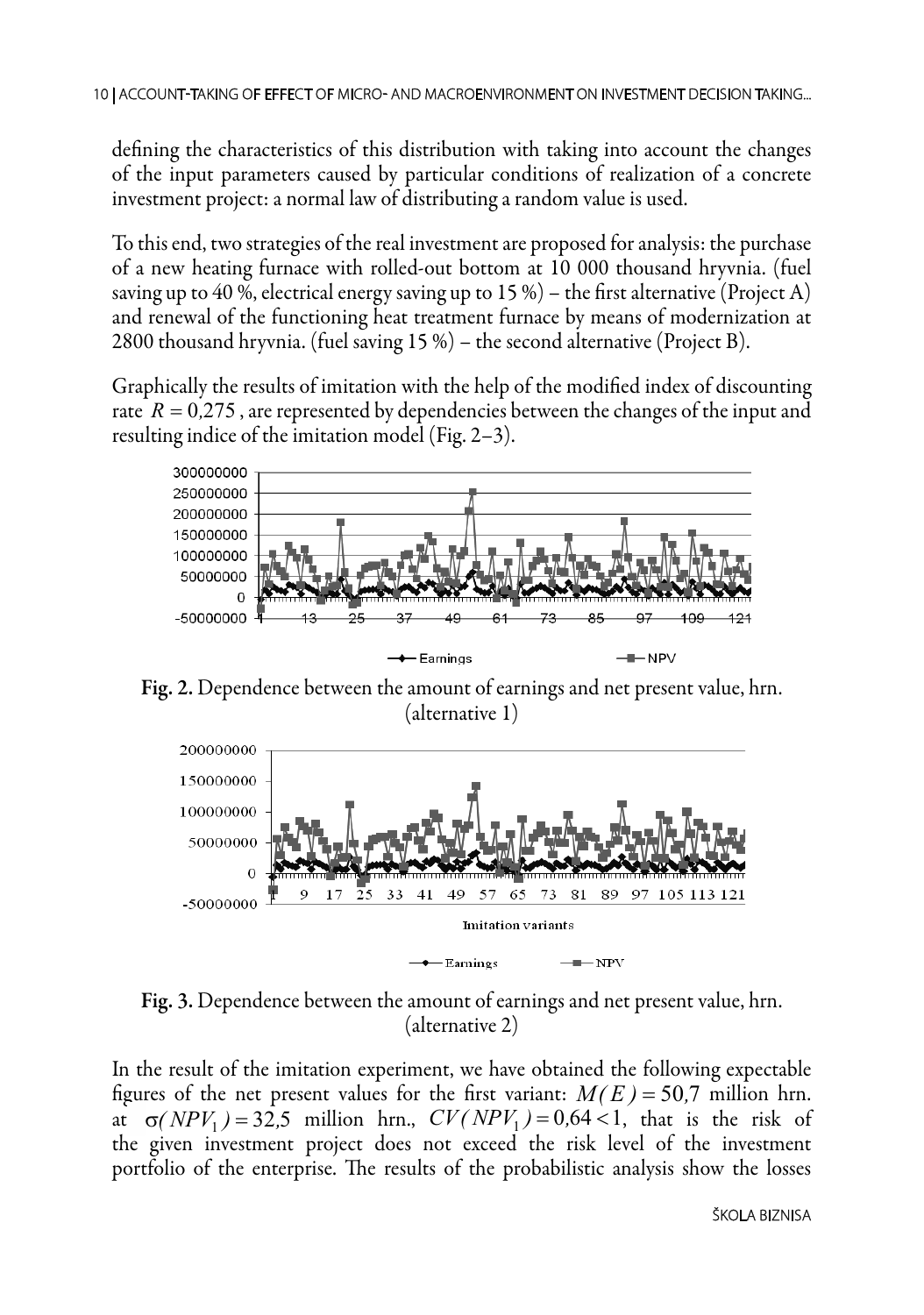defining the characteristics of this distribution with taking into account the changes of the input parameters caused by particular conditions of realization of a concrete investment project: a normal law of distributing a random value is used.

To this end, two strategies of the real investment are proposed for analysis: the purchase of a new heating furnace with rolled-out bottom at 10 000 thousand hryvnia. (fuel saving up to 40 %, electrical energy saving up to 15 %) – the first alternative (Project A) and renewal of the functioning heat treatment furnace by means of modernization at 2800 thousand hryvnia. (fuel saving 15 %) – the second alternative (Project B).

Graphically the results of imitation with the help of the modified index of discounting rate $R = 0{,}275$ , are represented by dependencies between the changes of the input and resulting indice of the imitation model (Fig. 2–3).

**Fig. 2.** Dependence between the amount of earnings and net present value, hrn. (alternative 1)

**Fig. 3.** Dependence between the amount of earnings and net present value, hrn. (alternative 2)

In the result of the imitation experiment, we have obtained the following expectable figures of the net present values for the first variant: $M(E) = 50{,}7$ million hrn. at $\sigma(NPV_1) = 32{,}5$ million hrn., $CV(NPV_1) = 0{,}64 < 1$, that is the risk of the given investment project does not exceed the risk level of the investment portfolio of the enterprise. The results of the probabilistic analysis show the losses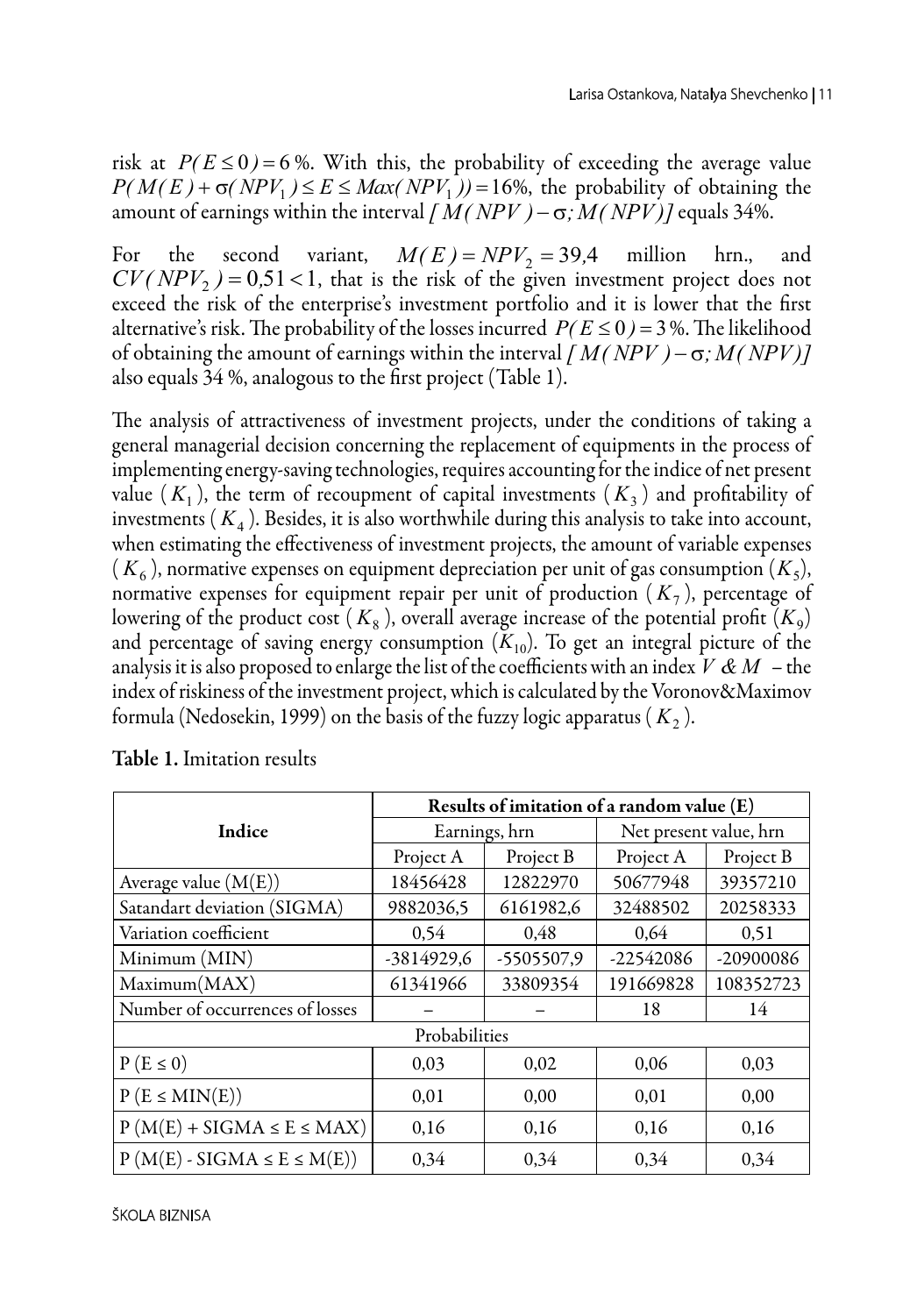risk at $P(E \leq 0) = 6$ %. With this, the probability of exceeding the average value $P(M(E) + \sigma(NPV_1) \leq E \leq Max(NPV_1)) = 16\%$, the probability of obtaining the amount of earnings within the interval $[M(NPV) - \sigma; M(NPV)]$ equals 34%.

For the second variant, $M(E) = NPV_2 = 39{,}4$ million hrn., and $CV(NPV_2) = 0{,}51 < 1$, that is the risk of the given investment project does not exceed the risk of the enterprise's investment portfolio and it is lower that the first alternative's risk. The probability of the losses incurred $P(E \leq 0) = 3$ %. The likelihood of obtaining the amount of earnings within the interval $[M(NPV) - \sigma; M(NPV)]$ also equals 34 %, analogous to the first project (Table 1).

The analysis of attractiveness of investment projects, under the conditions of taking a general managerial decision concerning the replacement of equipments in the process of implementing energy-saving technologies, requires accounting for the indice of net present value ($K_1$), the term of recoupment of capital investments ($K_3$) and profitability of investments ($K_4$). Besides, it is also worthwhile during this analysis to take into account, when estimating the effectiveness of investment projects, the amount of variable expenses ($K_6$), normative expenses on equipment depreciation per unit of gas consumption ($K_5$), normative expenses for equipment repair per unit of production ($K_7$), percentage of lowering of the product cost ($K_8$), overall average increase of the potential profit ($K_9$) and percentage of saving energy consumption ($K_{10}$). To get an integral picture of the analysis it is also proposed to enlarge the list of the coefficients with an index $V$ & $M$ – the index of riskiness of the investment project, which is calculated by the Voronov&Maximov formula (Nedosekin, 1999) on the basis of the fuzzy logic apparatus ($K_2$).

**Table 1.** Imitation results

| Indice | Results of imitation of a random value (E) | | | |
|---|---|---|---|---|
| | Earnings, hrn | | Net present value, hrn | |
| | Project A | Project B | Project A | Project B |
| Average value (M(E)) | 18456428 | 12822970 | 50677948 | 39357210 |
| Satandart deviation (SIGMA) | 9882036,5 | 6161982,6 | 32488502 | 20258333 |
| Variation coefficient | 0,54 | 0,48 | 0,64 | 0,51 |
| Minimum (MIN) | -3814929,6 | -5505507,9 | -22542086 | -20900086 |
| Maximum(MAX) | 61341966 | 33809354 | 191669828 | 108352723 |
| Number of occurrences of losses | – | – | 18 | 14 |
| Probabilities | | | | |
| P (E ≤ 0) | 0,03 | 0,02 | 0,06 | 0,03 |
| P (E ≤ MIN(E)) | 0,01 | 0,00 | 0,01 | 0,00 |
| P (M(E) + SIGMA ≤ E ≤ MAX) | 0,16 | 0,16 | 0,16 | 0,16 |
| P (M(E) - SIGMA ≤ E ≤ M(E)) | 0,34 | 0,34 | 0,34 | 0,34 |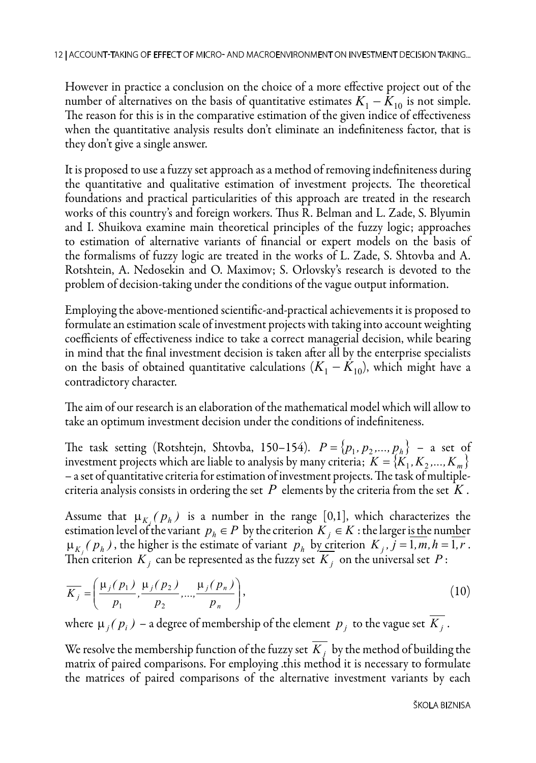However in practice a conclusion on the choice of a more effective project out of the number of alternatives on the basis of quantitative estimates $K_1 - K_{10}$ is not simple. The reason for this is in the comparative estimation of the given indice of effectiveness when the quantitative analysis results don't eliminate an indefiniteness factor, that is they don't give a single answer.

It is proposed to use a fuzzy set approach as a method of removing indefiniteness during the quantitative and qualitative estimation of investment projects. The theoretical foundations and practical particularities of this approach are treated in the research works of this country's and foreign workers. Thus R. Belman and L. Zade, S. Blyumin and I. Shuikova examine main theoretical principles of the fuzzy logic; approaches to estimation of alternative variants of financial or expert models on the basis of the formalisms of fuzzy logic are treated in the works of L. Zade, S. Shtovba and A. Rotshtein, A. Nedosekin and O. Maximov; S. Orlovsky's research is devoted to the problem of decision-taking under the conditions of the vague output information.

Employing the above-mentioned scientific-and-practical achievements it is proposed to formulate an estimation scale of investment projects with taking into account weighting coefficients of effectiveness indice to take a correct managerial decision, while bearing in mind that the final investment decision is taken after all by the enterprise specialists on the basis of obtained quantitative calculations ($K_1 - K_{10}$), which might have a contradictory character.

The aim of our research is an elaboration of the mathematical model which will allow to take an optimum investment decision under the conditions of indefiniteness.

The task setting (Rotshtejn, Shtovba, 150–154). $P = \{p_1, p_2, ..., p_h\}$ – a set of investment projects which are liable to analysis by many criteria; $K = \{K_1, K_2, ..., K_m\}$ – a set of quantitative criteria for estimation of investment projects. The task of multiple-criteria analysis consists in ordering the set $P$ elements by the criteria from the set $K$.

Assume that $\mu_{K_j}(p_h)$ is a number in the range [0,1], which characterizes the estimation level of the variant $p_h \in P$ by the criterion $K_j \in K$ : the larger is the number $\mu_{K_j}(p_h)$, the higher is the estimate of variant $p_h$ by criterion $K_j$, $j = \overline{1,m}, h = \overline{1,r}$. Then criterion $K_j$ can be represented as the fuzzy set $\overline{K_j}$ on the universal set $P$:

$$\overline{K_j} = \left( \frac{\mu_j(p_1)}{p_1}, \frac{\mu_j(p_2)}{p_2}, ..., \frac{\mu_j(p_n)}{p_n} \right), \tag{10}$$

where $\mu_j(p_i)$ – a degree of membership of the element $p_j$ to the vague set $\overline{K_j}$.

We resolve the membership function of the fuzzy set $\overline{K_j}$ by the method of building the matrix of paired comparisons. For employing .this method it is necessary to formulate the matrices of paired comparisons of the alternative investment variants by each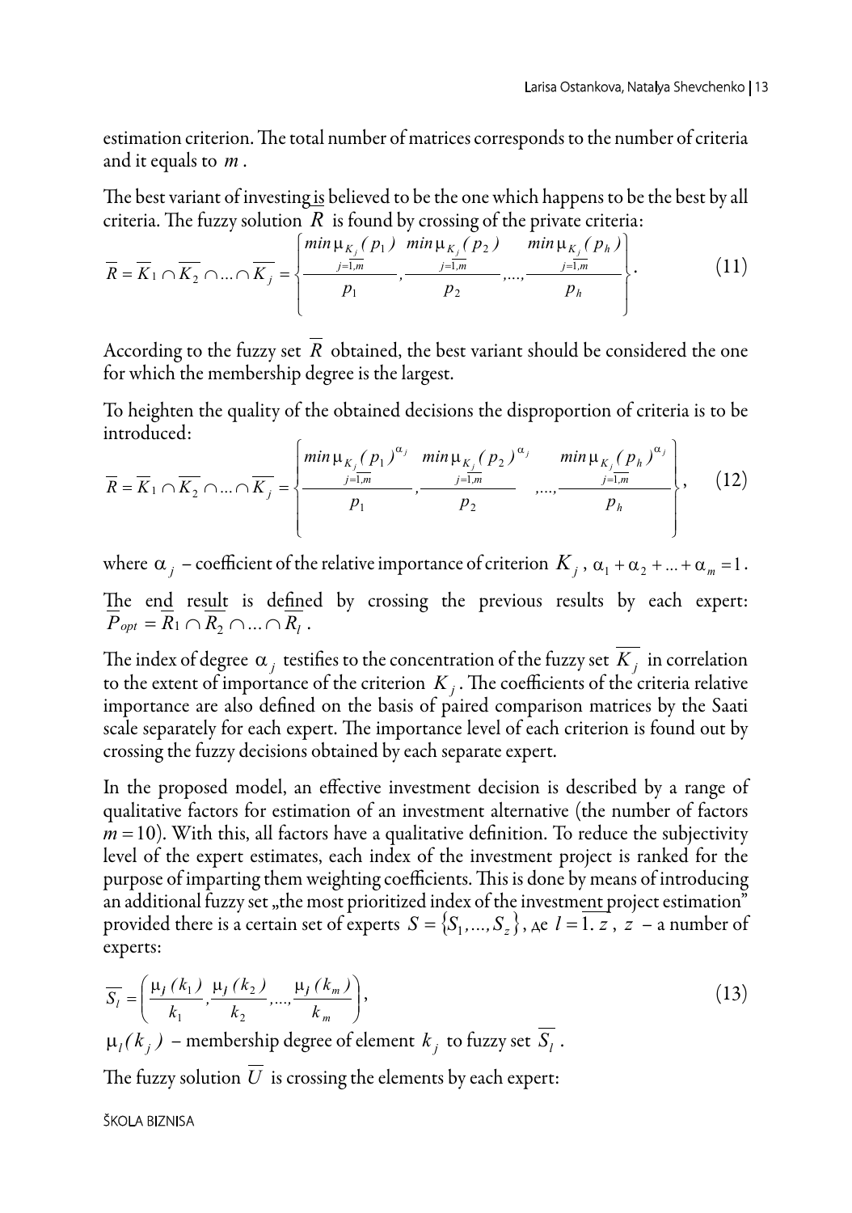estimation criterion. The total number of matrices corresponds to the number of criteria and it equals to $m$.

The best variant of investing is believed to be the one which happens to be the best by all criteria. The fuzzy solution $\overline{R}$ is found by crossing of the private criteria:

$$\overline{R} = \overline{K_1} \cap \overline{K_2} \cap \ldots \cap \overline{K_j} = \left\{ \frac{\min\limits_{j=\overline{1,m}} \mu_{K_j}(p_1)}{p_1}, \frac{\min\limits_{j=\overline{1,m}} \mu_{K_j}(p_2)}{p_2}, \ldots, \frac{\min\limits_{j=\overline{1,m}} \mu_{K_j}(p_h)}{p_h} \right\}. \tag{11}$$

According to the fuzzy set $\overline{R}$ obtained, the best variant should be considered the one for which the membership degree is the largest.

To heighten the quality of the obtained decisions the disproportion of criteria is to be introduced:

$$\overline{R} = \overline{K_1} \cap \overline{K_2} \cap \ldots \cap \overline{K_j} = \left\{ \frac{\min\limits_{j=\overline{1,m}} \mu_{K_j}(p_1)^{\alpha_j}}{p_1}, \frac{\min\limits_{j=\overline{1,m}} \mu_{K_j}(p_2)^{\alpha_j}}{p_2}, \ldots, \frac{\min\limits_{j=\overline{1,m}} \mu_{K_j}(p_h)^{\alpha_j}}{p_h} \right\}, \tag{12}$$

where $\alpha_j$ – coefficient of the relative importance of criterion $K_j$, $\alpha_1 + \alpha_2 + \ldots + \alpha_m = 1$.

The end result is defined by crossing the previous results by each expert: $\overline{P_{opt}} = \overline{R_1} \cap \overline{R_2} \cap \ldots \cap \overline{R_l}$.

The index of degree $\alpha_j$ testifies to the concentration of the fuzzy set $\overline{K_j}$ in correlation to the extent of importance of the criterion $K_j$. The coefficients of the criteria relative importance are also defined on the basis of paired comparison matrices by the Saati scale separately for each expert. The importance level of each criterion is found out by crossing the fuzzy decisions obtained by each separate expert.

In the proposed model, an effective investment decision is described by a range of qualitative factors for estimation of an investment alternative (the number of factors $m = 10$). With this, all factors have a qualitative definition. To reduce the subjectivity level of the expert estimates, each index of the investment project is ranked for the purpose of imparting them weighting coefficients. This is done by means of introducing an additional fuzzy set „the most prioritized index of the investment project estimation" provided there is a certain set of experts $S = \{S_1, \ldots, S_z\}$, де $l = \overline{1.\,z}$, $z$ – a number of experts:

$$\overline{S_l} = \left( \frac{\mu_l(k_1)}{k_1}, \frac{\mu_l(k_2)}{k_2}, \ldots, \frac{\mu_l(k_m)}{k_m} \right), \tag{13}$$

$\mu_l(k_j)$ – membership degree of element $k_j$ to fuzzy set $\overline{S_l}$.

The fuzzy solution $\overline{U}$ is crossing the elements by each expert: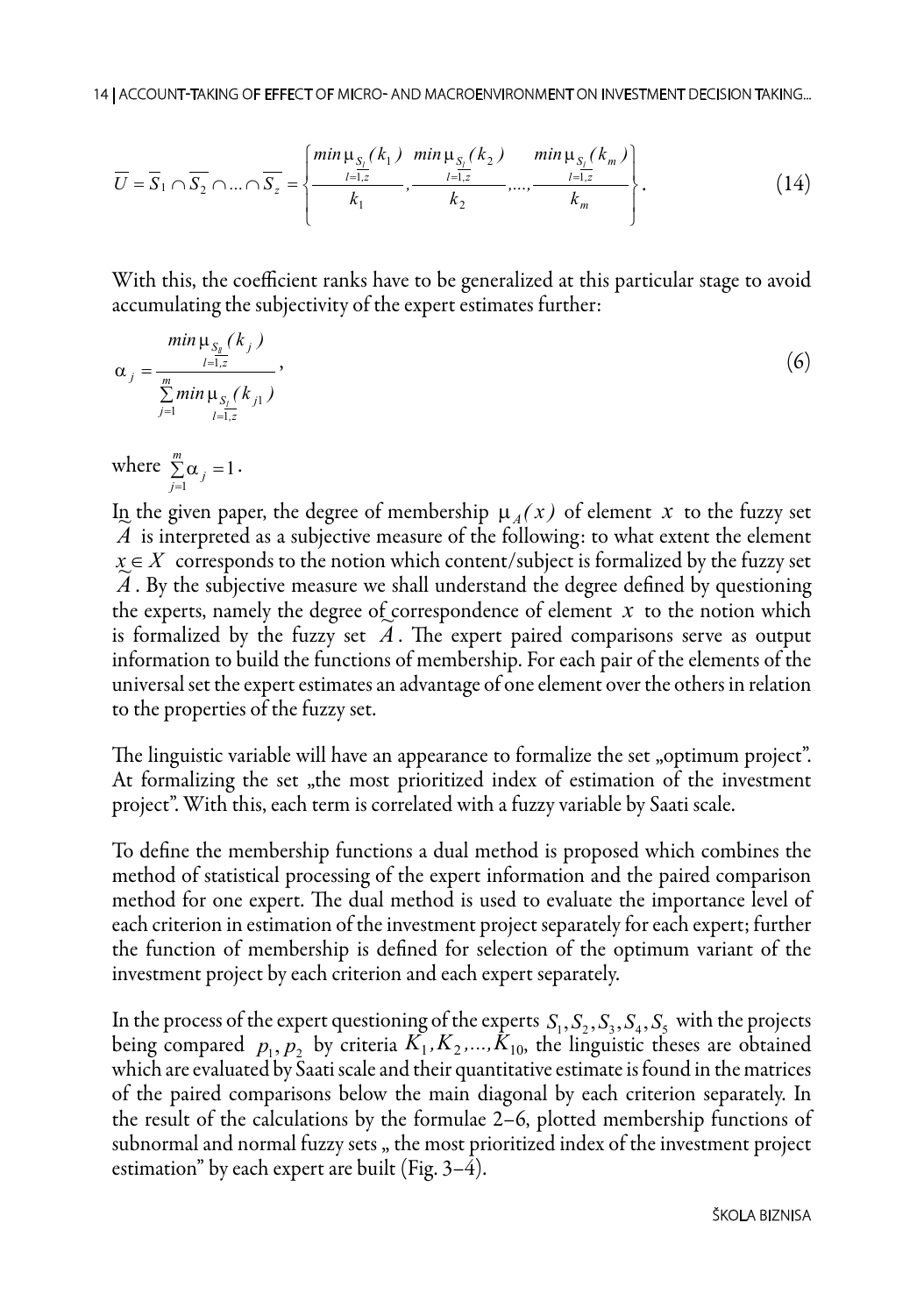$$\overline{U} = \overline{S}_1 \cap \overline{S_2} \cap \ldots \cap \overline{S_z} = \left\{ \frac{\min\limits_{l=\overline{1,z}} \mu_{S_l}(k_1)}{k_1}, \frac{\min\limits_{l=\overline{1,z}} \mu_{S_l}(k_2)}{k_2}, \ldots, \frac{\min\limits_{l=\overline{1,z}} \mu_{S_l}(k_m)}{k_m} \right\}. \tag{14}$$

With this, the coefficient ranks have to be generalized at this particular stage to avoid accumulating the subjectivity of the expert estimates further:

$$\alpha_j = \frac{\min\limits_{l=\overline{1,z}} \mu_{S_{\underline{l}}}(k_j)}{\sum\limits_{j=1}^{m} \min\limits_{l=\overline{1,z}} \mu_{S_l}(k_{j1})}, \tag{6}$$

where $\sum\limits_{j=1}^{m} \alpha_j = 1$.

In the given paper, the degree of membership $\mu_A(x)$ of element $x$ to the fuzzy set $\tilde{A}$ is interpreted as a subjective measure of the following: to what extent the element $x \in X$ corresponds to the notion which content/subject is formalized by the fuzzy set $\tilde{A}$. By the subjective measure we shall understand the degree defined by questioning the experts, namely the degree of correspondence of element $x$ to the notion which is formalized by the fuzzy set $\tilde{A}$. The expert paired comparisons serve as output information to build the functions of membership. For each pair of the elements of the universal set the expert estimates an advantage of one element over the others in relation to the properties of the fuzzy set.

The linguistic variable will have an appearance to formalize the set „optimum project". At formalizing the set „the most prioritized index of estimation of the investment project". With this, each term is correlated with a fuzzy variable by Saati scale.

To define the membership functions a dual method is proposed which combines the method of statistical processing of the expert information and the paired comparison method for one expert. The dual method is used to evaluate the importance level of each criterion in estimation of the investment project separately for each expert; further the function of membership is defined for selection of the optimum variant of the investment project by each criterion and each expert separately.

In the process of the expert questioning of the experts $S_1, S_2, S_3, S_4, S_5$ with the projects being compared $p_1, p_2$ by criteria $K_1, K_2, \ldots, K_{10}$, the linguistic theses are obtained which are evaluated by Saati scale and their quantitative estimate is found in the matrices of the paired comparisons below the main diagonal by each criterion separately. In the result of the calculations by the formulae 2–6, plotted membership functions of subnormal and normal fuzzy sets „ the most prioritized index of the investment project estimation" by each expert are built (Fig. 3–4).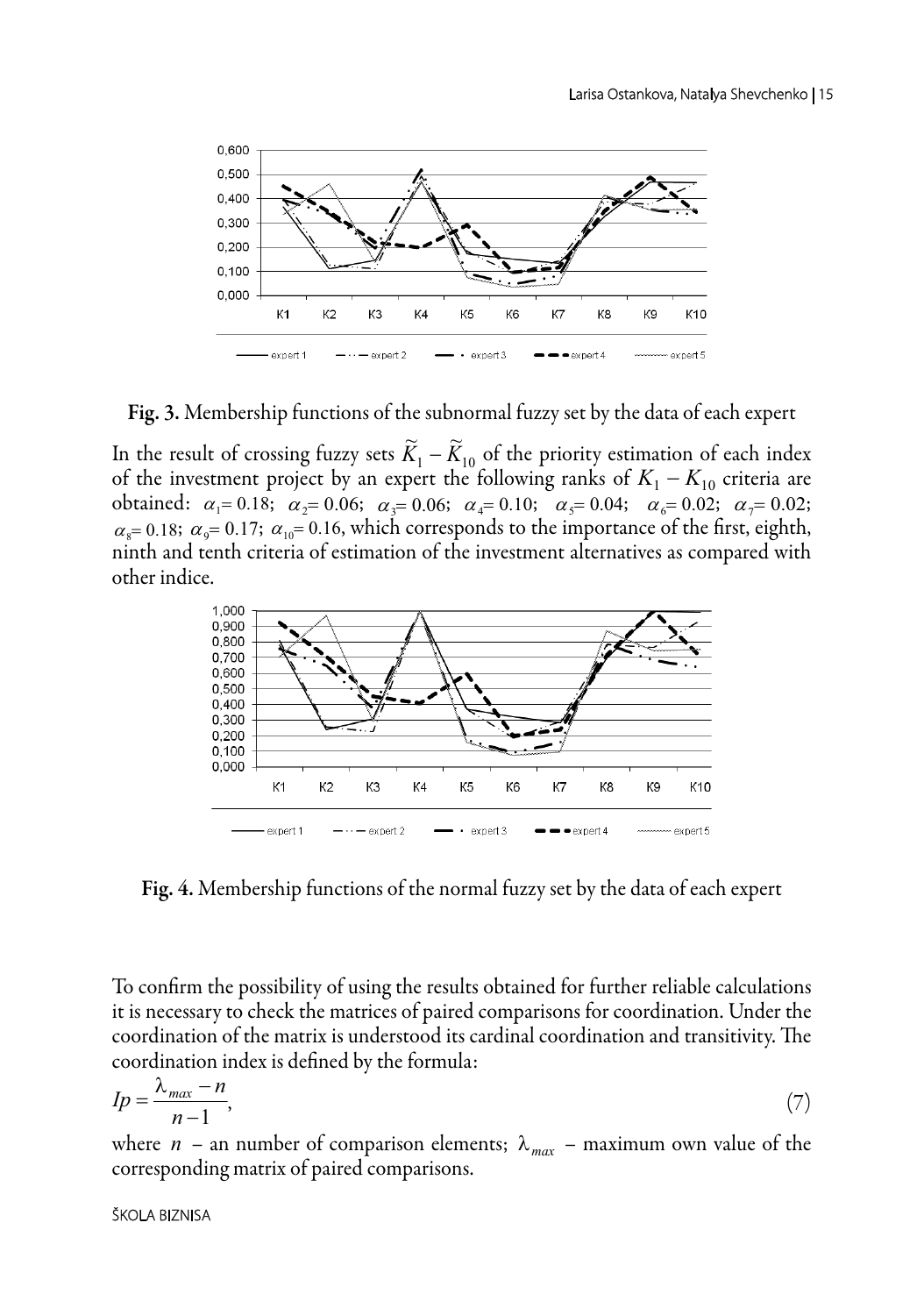Fig. 3. Membership functions of the subnormal fuzzy set by the data of each expert

In the result of crossing fuzzy sets $\widetilde{K}_1 - \widetilde{K}_{10}$ of the priority estimation of each index of the investment project by an expert the following ranks of $K_1 - K_{10}$ criteria are obtained: $\alpha_1 = 0.18$; $\alpha_2 = 0.06$; $\alpha_3 = 0.06$; $\alpha_4 = 0.10$; $\alpha_5 = 0.04$; $\alpha_6 = 0.02$; $\alpha_7 = 0.02$; $\alpha_8 = 0.18$; $\alpha_9 = 0.17$; $\alpha_{10} = 0.16$, which corresponds to the importance of the first, eighth, ninth and tenth criteria of estimation of the investment alternatives as compared with other indice.

Fig. 4. Membership functions of the normal fuzzy set by the data of each expert

To confirm the possibility of using the results obtained for further reliable calculations it is necessary to check the matrices of paired comparisons for coordination. Under the coordination of the matrix is understood its cardinal coordination and transitivity. The coordination index is defined by the formula:

$$Ip = \frac{\lambda_{max} - n}{n - 1}, \tag{7}$$

where $n$ – an number of comparison elements; $\lambda_{max}$ – maximum own value of the corresponding matrix of paired comparisons.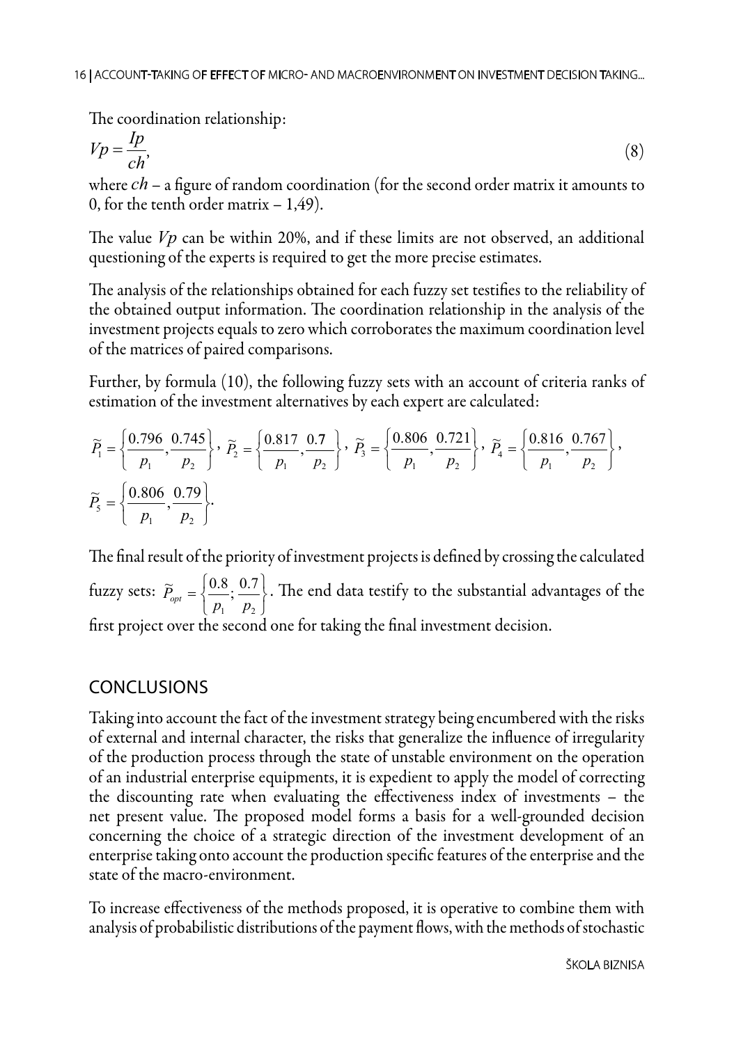The coordination relationship:

$$Vp = \frac{Ip}{ch}, \tag{8}$$

where $ch$ – a figure of random coordination (for the second order matrix it amounts to 0, for the tenth order matrix – 1,49).

The value $Vp$ can be within 20%, and if these limits are not observed, an additional questioning of the experts is required to get the more precise estimates.

The analysis of the relationships obtained for each fuzzy set testifies to the reliability of the obtained output information. The coordination relationship in the analysis of the investment projects equals to zero which corroborates the maximum coordination level of the matrices of paired comparisons.

Further, by formula (10), the following fuzzy sets with an account of criteria ranks of estimation of the investment alternatives by each expert are calculated:

$$\widetilde{P}_1 = \left\{ \frac{0.796}{p_1}, \frac{0.745}{p_2} \right\},\ \widetilde{P}_2 = \left\{ \frac{0.817}{p_1}, \frac{0.7}{p_2} \right\},\ \widetilde{P}_3 = \left\{ \frac{0.806}{p_1}, \frac{0.721}{p_2} \right\},\ \widetilde{P}_4 = \left\{ \frac{0.816}{p_1}, \frac{0.767}{p_2} \right\},$$

$$\widetilde{P}_5 = \left\{ \frac{0.806}{p_1}, \frac{0.79}{p_2} \right\}.$$

The final result of the priority of investment projects is defined by crossing the calculated fuzzy sets: $\widetilde{P}_{opt} = \left\{ \frac{0.8}{p_1}; \frac{0.7}{p_2} \right\}$. The end data testify to the substantial advantages of the first project over the second one for taking the final investment decision.

## CONCLUSIONS

Taking into account the fact of the investment strategy being encumbered with the risks of external and internal character, the risks that generalize the influence of irregularity of the production process through the state of unstable environment on the operation of an industrial enterprise equipments, it is expedient to apply the model of correcting the discounting rate when evaluating the effectiveness index of investments – the net present value. The proposed model forms a basis for a well-grounded decision concerning the choice of a strategic direction of the investment development of an enterprise taking onto account the production specific features of the enterprise and the state of the macro-environment.

To increase effectiveness of the methods proposed, it is operative to combine them with analysis of probabilistic distributions of the payment flows, with the methods of stochastic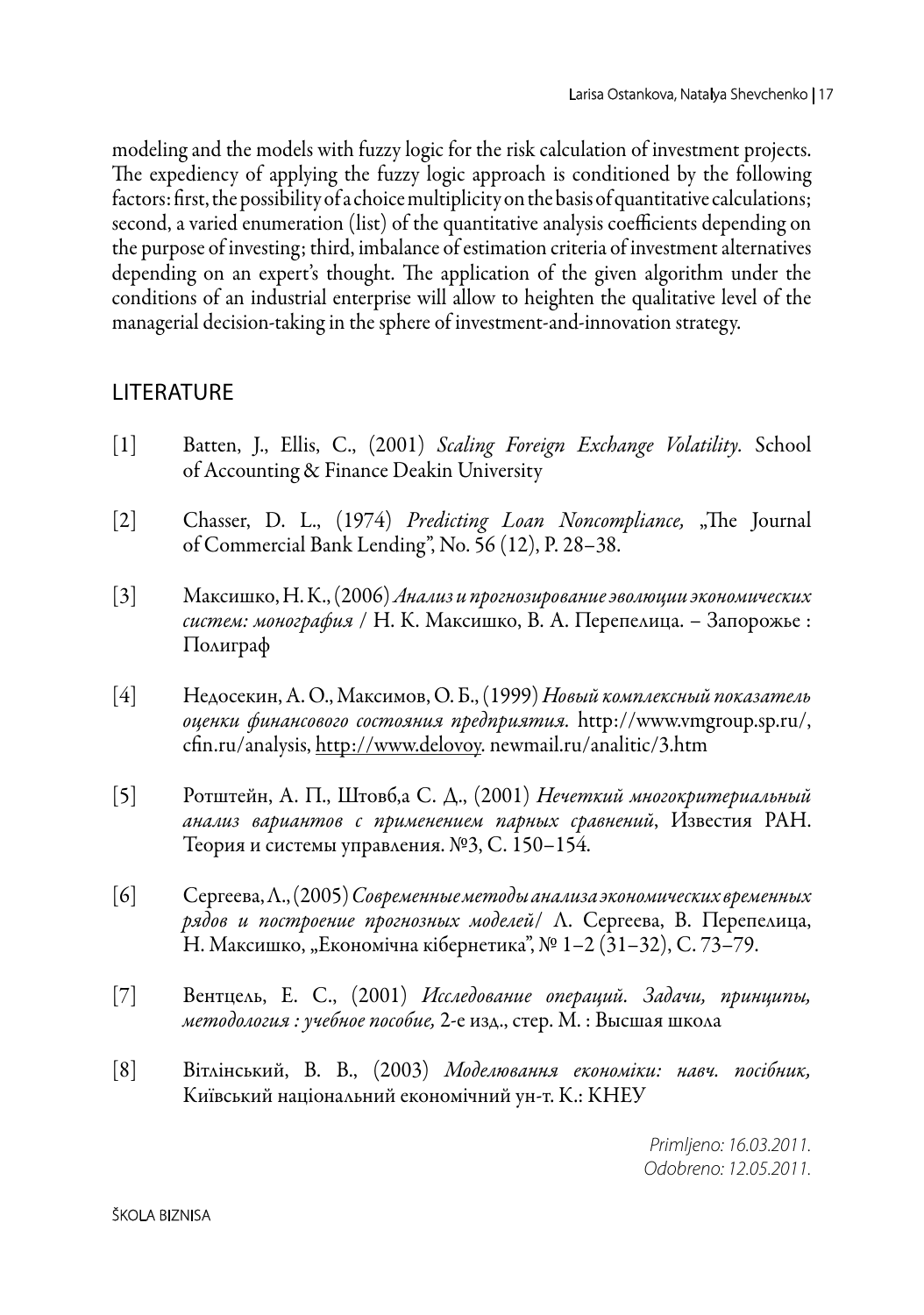modeling and the models with fuzzy logic for the risk calculation of investment projects. The expediency of applying the fuzzy logic approach is conditioned by the following factors: first, the possibility of a choice multiplicity on the basis of quantitative calculations; second, a varied enumeration (list) of the quantitative analysis coefficients depending on the purpose of investing; third, imbalance of estimation criteria of investment alternatives depending on an expert's thought. The application of the given algorithm under the conditions of an industrial enterprise will allow to heighten the qualitative level of the managerial decision-taking in the sphere of investment-and-innovation strategy.

## LITERATURE

[1] Batten, J., Ellis, C., (2001) *Scaling Foreign Exchange Volatility*. School of Accounting & Finance Deakin University

[2] Chasser, D. L., (1974) *Predicting Loan Noncompliance,* „The Journal of Commercial Bank Lending", No. 56 (12), P. 28–38.

[3] Максишко, Н. К., (2006) *Анализ и прогнозирование эволюции экономических систем: монография* / Н. К. Максишко, В. А. Перепелица. – Запорожье : Полиграф

[4] Недосекин, А. О., Максимов, О. Б., (1999) *Новый комплексный показатель оценки финансового состояния предприятия*. http://www.vmgroup.sp.ru/, cfin.ru/analysis, http://www.delovoy. newmail.ru/analitic/3.htm

[5] Ротштейн, А. П., Штовб,а С. Д., (2001) *Нечеткий многокритериальный анализ вариантов с применением парных сравнений*, Известия РАН. Теория и системы управления. №3, С. 150–154.

[6] Сергеева, Л., (2005) *Современные методы анализа экономических временных рядов и построение прогнозных моделей*/ Л. Сергеева, В. Перепелица, Н. Максишко, „Економічна кібернетика", № 1–2 (31–32), С. 73–79.

[7] Вентцель, Е. С., (2001) *Исследование операций. Задачи, принципы, методология : учебное пособие,* 2-е изд., стер. М. : Высшая школа

[8] Вітлінський, В. В., (2003) *Моделювання економіки: навч. посібник,* Київський національний економічний ун-т. К.: КНЕУ

*Primljeno: 16.03.2011.*
*Odobreno: 12.05.2011.*